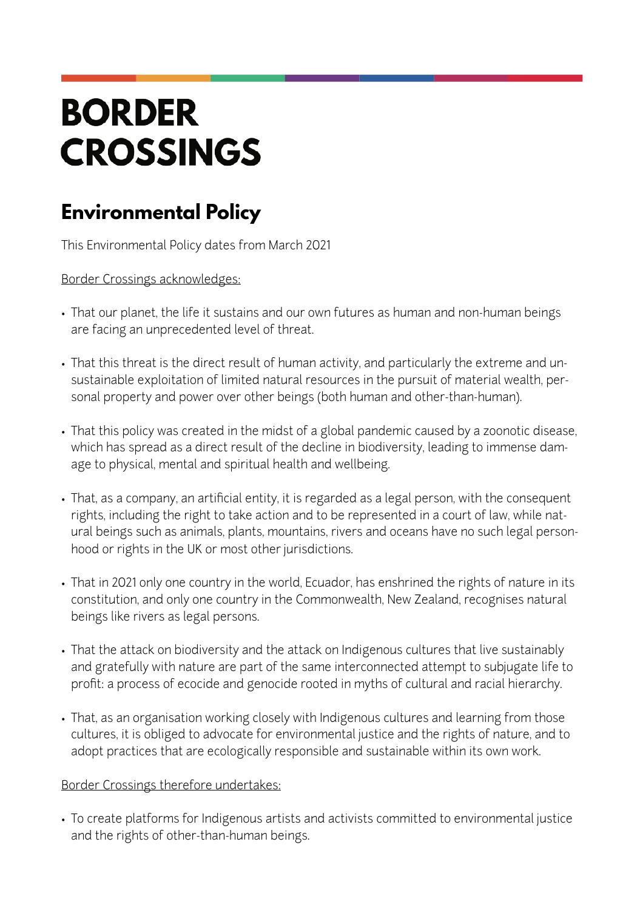# BORDER CROSSINGS

## Environmental Policy

This Environmental Policy dates from March 2021

<u>Border Crossings acknowledges:</u>

- That our planet, the life it sustains and our own futures as human and non-human beings are facing an unprecedented level of threat.
- That this threat is the direct result of human activity, and particularly the extreme and unsustainable exploitation of limited natural resources in the pursuit of material wealth, personal property and power over other beings (both human and other-than-human).
- That this policy was created in the midst of a global pandemic caused by a zoonotic disease, which has spread as a direct result of the decline in biodiversity, leading to immense damage to physical, mental and spiritual health and wellbeing.
- That, as a company, an artificial entity, it is regarded as a legal person, with the consequent rights, including the right to take action and to be represented in a court of law, while natural beings such as animals, plants, mountains, rivers and oceans have no such legal personhood or rights in the UK or most other jurisdictions.
- That in 2021 only one country in the world, Ecuador, has enshrined the rights of nature in its constitution, and only one country in the Commonwealth, New Zealand, recognises natural beings like rivers as legal persons.
- That the attack on biodiversity and the attack on Indigenous cultures that live sustainably and gratefully with nature are part of the same interconnected attempt to subjugate life to profit: a process of ecocide and genocide rooted in myths of cultural and racial hierarchy.
- That, as an organisation working closely with Indigenous cultures and learning from those cultures, it is obliged to advocate for environmental justice and the rights of nature, and to adopt practices that are ecologically responsible and sustainable within its own work.

<u>Border Crossings therefore undertakes:</u>

- To create platforms for Indigenous artists and activists committed to environmental justice and the rights of other-than-human beings.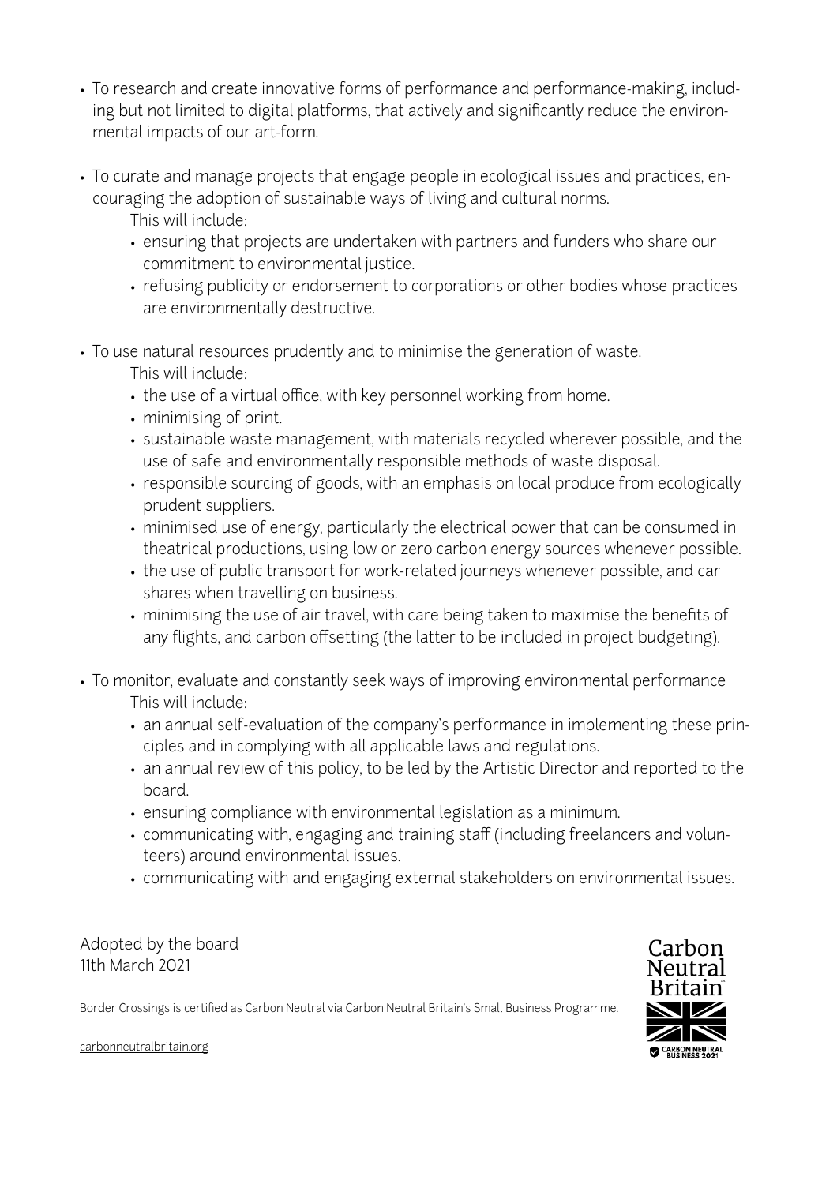- To research and create innovative forms of performance and performance-making, including but not limited to digital platforms, that actively and significantly reduce the environmental impacts of our art-form.

- To curate and manage projects that engage people in ecological issues and practices, encouraging the adoption of sustainable ways of living and cultural norms.
  This will include:
  - ensuring that projects are undertaken with partners and funders who share our commitment to environmental justice.
  - refusing publicity or endorsement to corporations or other bodies whose practices are environmentally destructive.

- To use natural resources prudently and to minimise the generation of waste.
  This will include:
  - the use of a virtual office, with key personnel working from home.
  - minimising of print.
  - sustainable waste management, with materials recycled wherever possible, and the use of safe and environmentally responsible methods of waste disposal.
  - responsible sourcing of goods, with an emphasis on local produce from ecologically prudent suppliers.
  - minimised use of energy, particularly the electrical power that can be consumed in theatrical productions, using low or zero carbon energy sources whenever possible.
  - the use of public transport for work-related journeys whenever possible, and car shares when travelling on business.
  - minimising the use of air travel, with care being taken to maximise the benefits of any flights, and carbon offsetting (the latter to be included in project budgeting).

- To monitor, evaluate and constantly seek ways of improving environmental performance
  This will include:
  - an annual self-evaluation of the company's performance in implementing these principles and in complying with all applicable laws and regulations.
  - an annual review of this policy, to be led by the Artistic Director and reported to the board.
  - ensuring compliance with environmental legislation as a minimum.
  - communicating with, engaging and training staff (including freelancers and volunteers) around environmental issues.
  - communicating with and engaging external stakeholders on environmental issues.

Adopted by the board
11th March 2021

Border Crossings is certified as Carbon Neutral via Carbon Neutral Britain's Small Business Programme.

carbonneutralbritain.org

Carbon Neutral Britain
CARBON NEUTRAL BUSINESS 2021